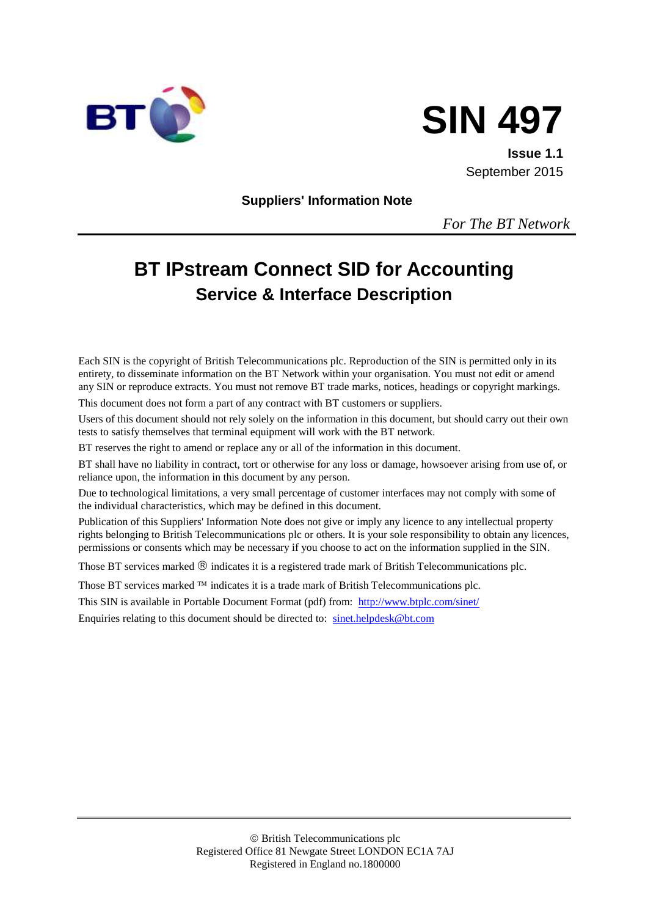BT

# SIN 497

**Issue 1.1**
September 2015

**Suppliers' Information Note**

*For The BT Network*

# BT IPstream Connect SID for Accounting

## Service & Interface Description

Each SIN is the copyright of British Telecommunications plc. Reproduction of the SIN is permitted only in its entirety, to disseminate information on the BT Network within your organisation. You must not edit or amend any SIN or reproduce extracts. You must not remove BT trade marks, notices, headings or copyright markings.

This document does not form a part of any contract with BT customers or suppliers.

Users of this document should not rely solely on the information in this document, but should carry out their own tests to satisfy themselves that terminal equipment will work with the BT network.

BT reserves the right to amend or replace any or all of the information in this document.

BT shall have no liability in contract, tort or otherwise for any loss or damage, howsoever arising from use of, or reliance upon, the information in this document by any person.

Due to technological limitations, a very small percentage of customer interfaces may not comply with some of the individual characteristics, which may be defined in this document.

Publication of this Suppliers' Information Note does not give or imply any licence to any intellectual property rights belonging to British Telecommunications plc or others. It is your sole responsibility to obtain any licences, permissions or consents which may be necessary if you choose to act on the information supplied in the SIN.

Those BT services marked ® indicates it is a registered trade mark of British Telecommunications plc.

Those BT services marked ™ indicates it is a trade mark of British Telecommunications plc.

This SIN is available in Portable Document Format (pdf) from: http://www.btplc.com/sinet/

Enquiries relating to this document should be directed to: sinet.helpdesk@bt.com

© British Telecommunications plc
Registered Office 81 Newgate Street LONDON EC1A 7AJ
Registered in England no.1800000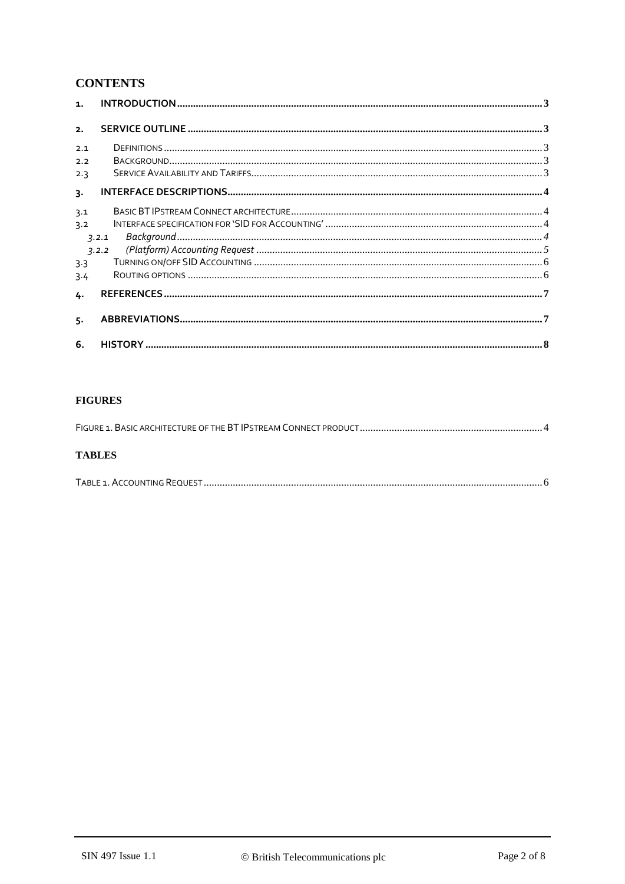## CONTENTS

1. INTRODUCTION ........ 3
2. SERVICE OUTLINE ........ 3
   - 2.1 Definitions ........ 3
   - 2.2 Background ........ 3
   - 2.3 Service Availability and Tariffs ........ 3
3. INTERFACE DESCRIPTIONS ........ 4
   - 3.1 Basic BT IPstream Connect architecture ........ 4
   - 3.2 Interface specification for 'SID for Accounting' ........ 4
     - *3.2.1 Background* ........ 4
     - *3.2.2 (Platform) Accounting Request* ........ 5
   - 3.3 Turning on/off SID Accounting ........ 6
   - 3.4 Routing options ........ 6
4. REFERENCES ........ 7
5. ABBREVIATIONS ........ 7
6. HISTORY ........ 8

### FIGURES

Figure 1. Basic architecture of the BT IPstream Connect product ........ 4

### TABLES

Table 1. Accounting Request ........ 6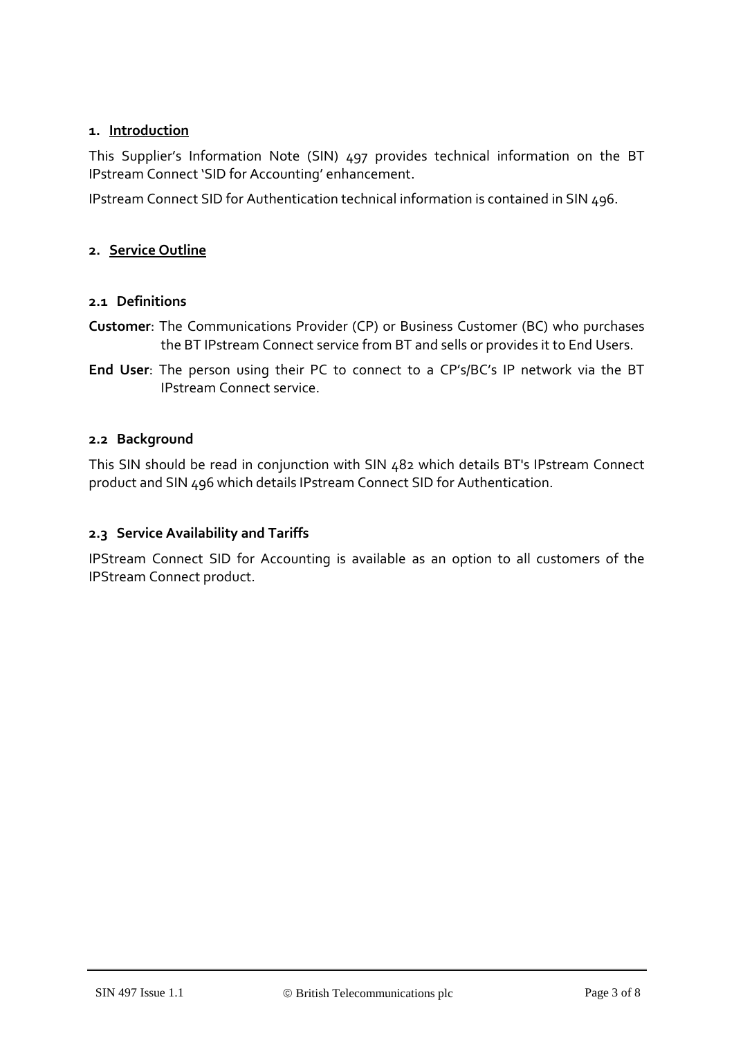## 1. Introduction

This Supplier's Information Note (SIN) 497 provides technical information on the BT IPstream Connect 'SID for Accounting' enhancement.

IPstream Connect SID for Authentication technical information is contained in SIN 496.

## 2. Service Outline

### 2.1 Definitions

**Customer**: The Communications Provider (CP) or Business Customer (BC) who purchases the BT IPstream Connect service from BT and sells or provides it to End Users.

**End User**: The person using their PC to connect to a CP's/BC's IP network via the BT IPstream Connect service.

### 2.2 Background

This SIN should be read in conjunction with SIN 482 which details BT's IPstream Connect product and SIN 496 which details IPstream Connect SID for Authentication.

### 2.3 Service Availability and Tariffs

IPStream Connect SID for Accounting is available as an option to all customers of the IPStream Connect product.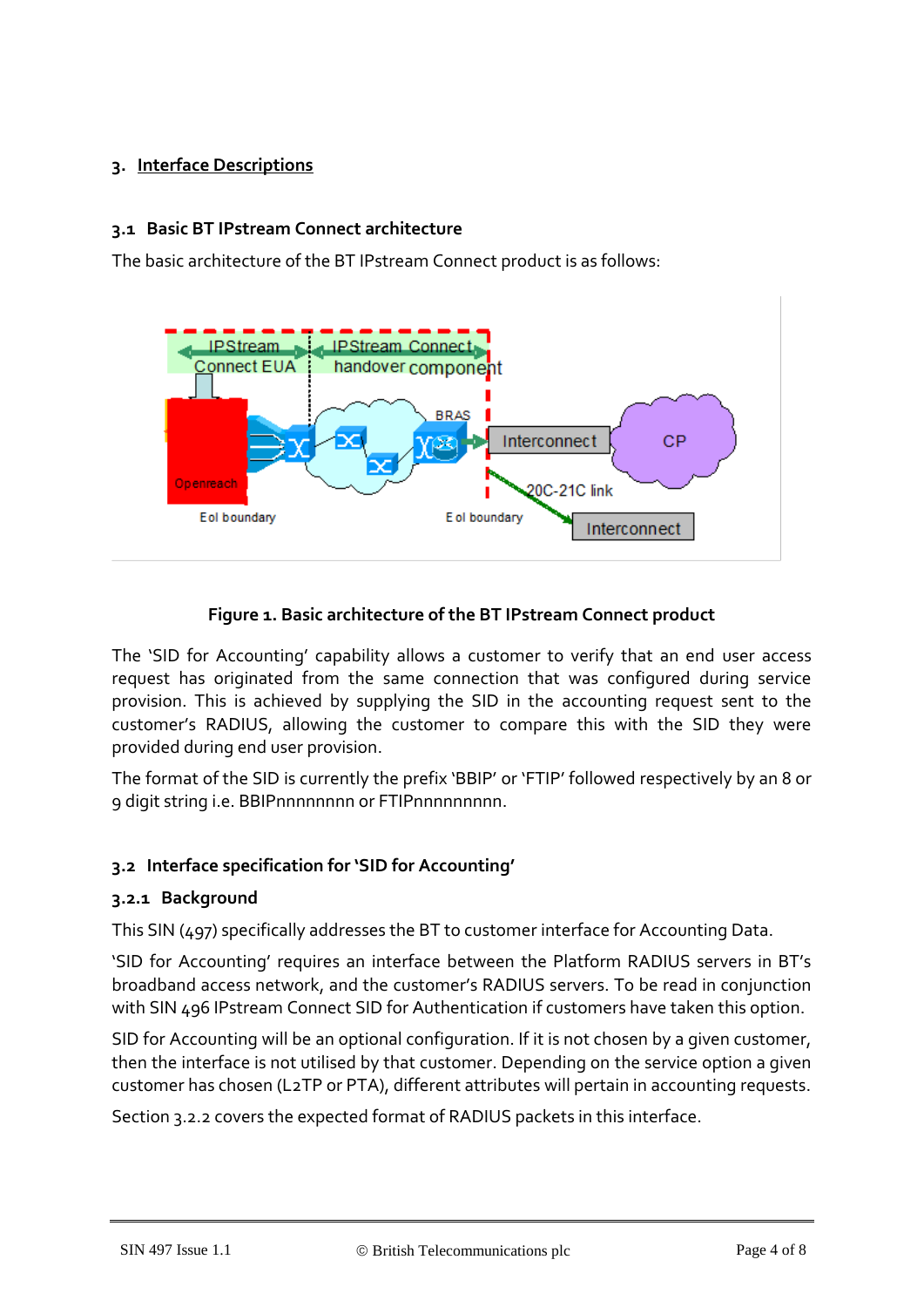## 3. Interface Descriptions

### 3.1 Basic BT IPstream Connect architecture

The basic architecture of the BT IPstream Connect product is as follows:

**Figure 1. Basic architecture of the BT IPstream Connect product**

The 'SID for Accounting' capability allows a customer to verify that an end user access request has originated from the same connection that was configured during service provision. This is achieved by supplying the SID in the accounting request sent to the customer's RADIUS, allowing the customer to compare this with the SID they were provided during end user provision.

The format of the SID is currently the prefix 'BBIP' or 'FTIP' followed respectively by an 8 or 9 digit string i.e. BBIPnnnnnnnn or FTIPnnnnnnnnn.

### 3.2 Interface specification for 'SID for Accounting'

#### 3.2.1 Background

This SIN (497) specifically addresses the BT to customer interface for Accounting Data.

'SID for Accounting' requires an interface between the Platform RADIUS servers in BT's broadband access network, and the customer's RADIUS servers. To be read in conjunction with SIN 496 IPstream Connect SID for Authentication if customers have taken this option.

SID for Accounting will be an optional configuration. If it is not chosen by a given customer, then the interface is not utilised by that customer. Depending on the service option a given customer has chosen (L2TP or PTA), different attributes will pertain in accounting requests.

Section 3.2.2 covers the expected format of RADIUS packets in this interface.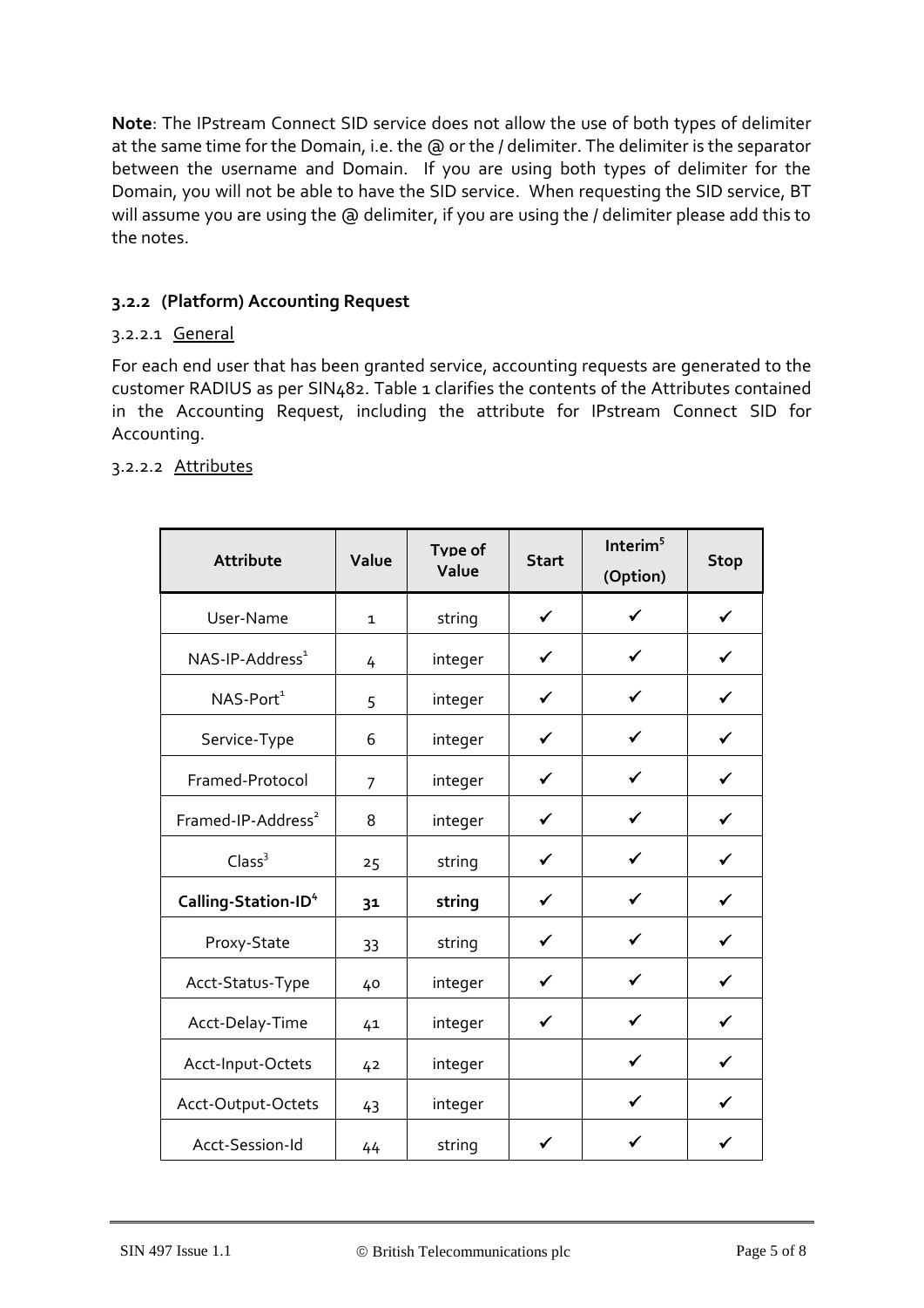**Note**: The IPstream Connect SID service does not allow the use of both types of delimiter at the same time for the Domain, i.e. the @ or the / delimiter. The delimiter is the separator between the username and Domain. If you are using both types of delimiter for the Domain, you will not be able to have the SID service. When requesting the SID service, BT will assume you are using the @ delimiter, if you are using the / delimiter please add this to the notes.

### 3.2.2 (Platform) Accounting Request

#### 3.2.2.1 General

For each end user that has been granted service, accounting requests are generated to the customer RADIUS as per SIN482. Table 1 clarifies the contents of the Attributes contained in the Accounting Request, including the attribute for IPstream Connect SID for Accounting.

#### 3.2.2.2 Attributes

| Attribute | Value | Type of Value | Start | Interim[5] (Option) | Stop |
|---|---|---|---|---|---|
| User-Name | 1 | string | ✓ | ✓ | ✓ |
| NAS-IP-Address[1] | 4 | integer | ✓ | ✓ | ✓ |
| NAS-Port[1] | 5 | integer | ✓ | ✓ | ✓ |
| Service-Type | 6 | integer | ✓ | ✓ | ✓ |
| Framed-Protocol | 7 | integer | ✓ | ✓ | ✓ |
| Framed-IP-Address[2] | 8 | integer | ✓ | ✓ | ✓ |
| Class[3] | 25 | string | ✓ | ✓ | ✓ |
| **Calling-Station-ID[4]** | **31** | **string** | ✓ | ✓ | ✓ |
| Proxy-State | 33 | string | ✓ | ✓ | ✓ |
| Acct-Status-Type | 40 | integer | ✓ | ✓ | ✓ |
| Acct-Delay-Time | 41 | integer | ✓ | ✓ | ✓ |
| Acct-Input-Octets | 42 | integer | | ✓ | ✓ |
| Acct-Output-Octets | 43 | integer | | ✓ | ✓ |
| Acct-Session-Id | 44 | string | ✓ | ✓ | ✓ |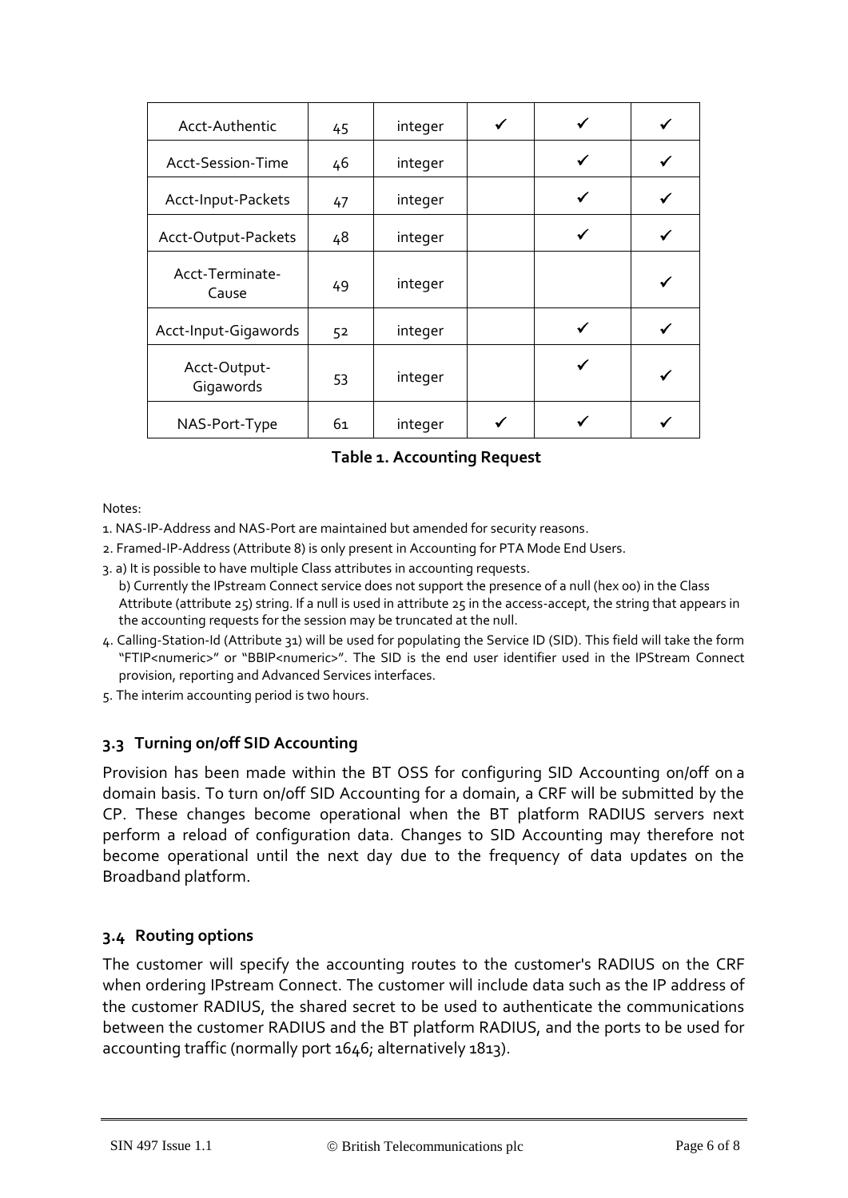| | | | | | |
|---|---|---|---|---|---|
| Acct-Authentic | 45 | integer | ✓ | ✓ | ✓ |
| Acct-Session-Time | 46 | integer | | ✓ | ✓ |
| Acct-Input-Packets | 47 | integer | | ✓ | ✓ |
| Acct-Output-Packets | 48 | integer | | ✓ | ✓ |
| Acct-Terminate-Cause | 49 | integer | | | ✓ |
| Acct-Input-Gigawords | 52 | integer | | ✓ | ✓ |
| Acct-Output-Gigawords | 53 | integer | | ✓ | ✓ |
| NAS-Port-Type | 61 | integer | ✓ | ✓ | ✓ |

**Table 1. Accounting Request**

Notes:

1. NAS-IP-Address and NAS-Port are maintained but amended for security reasons.
2. Framed-IP-Address (Attribute 8) is only present in Accounting for PTA Mode End Users.
3. a) It is possible to have multiple Class attributes in accounting requests.
   b) Currently the IPstream Connect service does not support the presence of a null (hex 00) in the Class Attribute (attribute 25) string. If a null is used in attribute 25 in the access-accept, the string that appears in the accounting requests for the session may be truncated at the null.
4. Calling-Station-Id (Attribute 31) will be used for populating the Service ID (SID). This field will take the form "FTIP<numeric>" or "BBIP<numeric>". The SID is the end user identifier used in the IPStream Connect provision, reporting and Advanced Services interfaces.
5. The interim accounting period is two hours.

### 3.3 Turning on/off SID Accounting

Provision has been made within the BT OSS for configuring SID Accounting on/off on a domain basis. To turn on/off SID Accounting for a domain, a CRF will be submitted by the CP. These changes become operational when the BT platform RADIUS servers next perform a reload of configuration data. Changes to SID Accounting may therefore not become operational until the next day due to the frequency of data updates on the Broadband platform.

### 3.4 Routing options

The customer will specify the accounting routes to the customer's RADIUS on the CRF when ordering IPstream Connect. The customer will include data such as the IP address of the customer RADIUS, the shared secret to be used to authenticate the communications between the customer RADIUS and the BT platform RADIUS, and the ports to be used for accounting traffic (normally port 1646; alternatively 1813).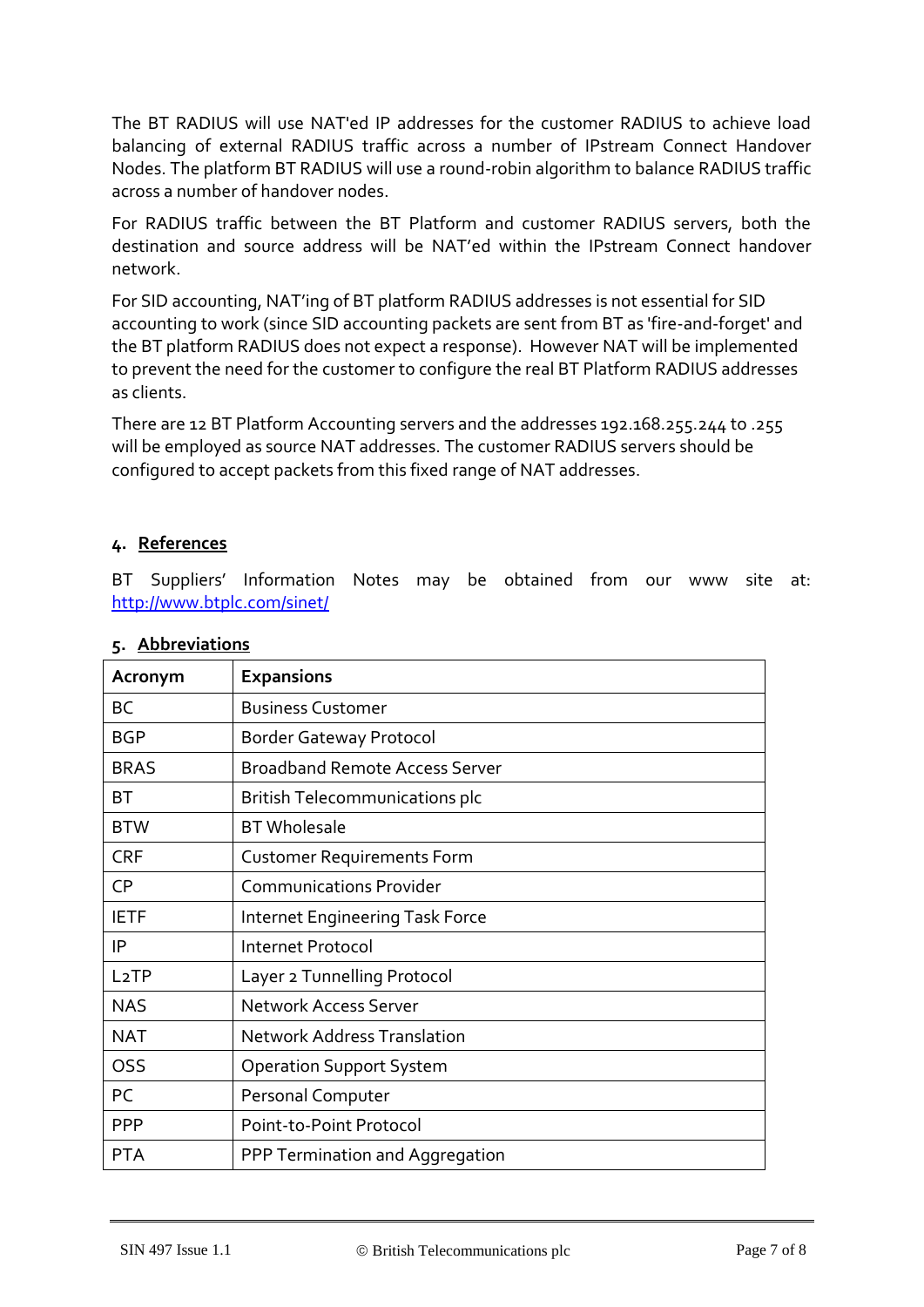The BT RADIUS will use NAT'ed IP addresses for the customer RADIUS to achieve load balancing of external RADIUS traffic across a number of IPstream Connect Handover Nodes. The platform BT RADIUS will use a round-robin algorithm to balance RADIUS traffic across a number of handover nodes.

For RADIUS traffic between the BT Platform and customer RADIUS servers, both the destination and source address will be NAT'ed within the IPstream Connect handover network.

For SID accounting, NAT'ing of BT platform RADIUS addresses is not essential for SID accounting to work (since SID accounting packets are sent from BT as 'fire-and-forget' and the BT platform RADIUS does not expect a response). However NAT will be implemented to prevent the need for the customer to configure the real BT Platform RADIUS addresses as clients.

There are 12 BT Platform Accounting servers and the addresses 192.168.255.244 to .255 will be employed as source NAT addresses. The customer RADIUS servers should be configured to accept packets from this fixed range of NAT addresses.

## 4. References

BT Suppliers' Information Notes may be obtained from our www site at: http://www.btplc.com/sinet/

## 5. Abbreviations

| Acronym | Expansions |
|---|---|
| BC | Business Customer |
| BGP | Border Gateway Protocol |
| BRAS | Broadband Remote Access Server |
| BT | British Telecommunications plc |
| BTW | BT Wholesale |
| CRF | Customer Requirements Form |
| CP | Communications Provider |
| IETF | Internet Engineering Task Force |
| IP | Internet Protocol |
| L2TP | Layer 2 Tunnelling Protocol |
| NAS | Network Access Server |
| NAT | Network Address Translation |
| OSS | Operation Support System |
| PC | Personal Computer |
| PPP | Point-to-Point Protocol |
| PTA | PPP Termination and Aggregation |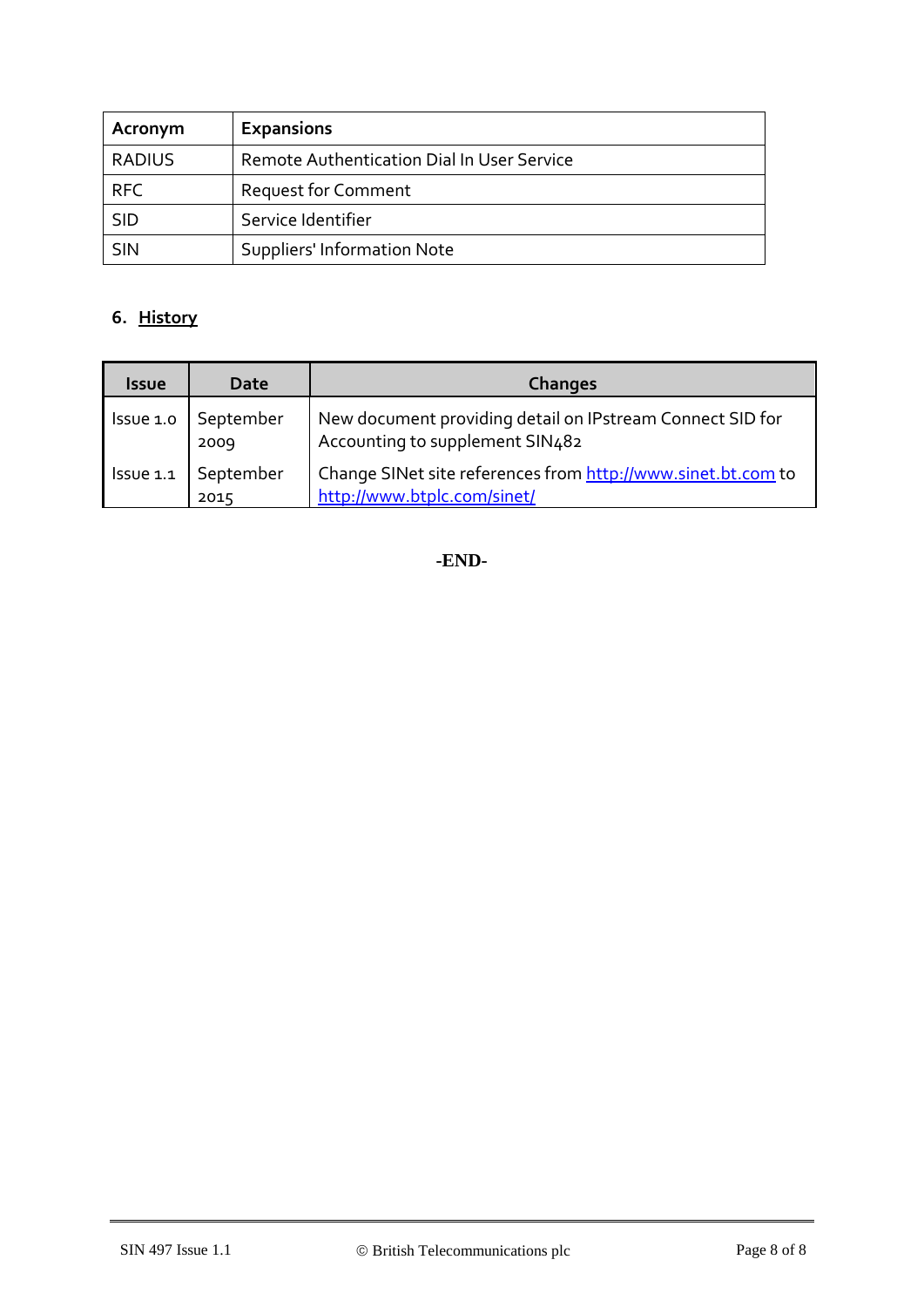| Acronym | Expansions |
|---|---|
| RADIUS | Remote Authentication Dial In User Service |
| RFC | Request for Comment |
| SID | Service Identifier |
| SIN | Suppliers' Information Note |

## 6. History

| Issue | Date | Changes |
|---|---|---|
| Issue 1.0 | September 2009 | New document providing detail on IPstream Connect SID for Accounting to supplement SIN482 |
| Issue 1.1 | September 2015 | Change SINet site references from http://www.sinet.bt.com to http://www.btplc.com/sinet/ |

**-END-**